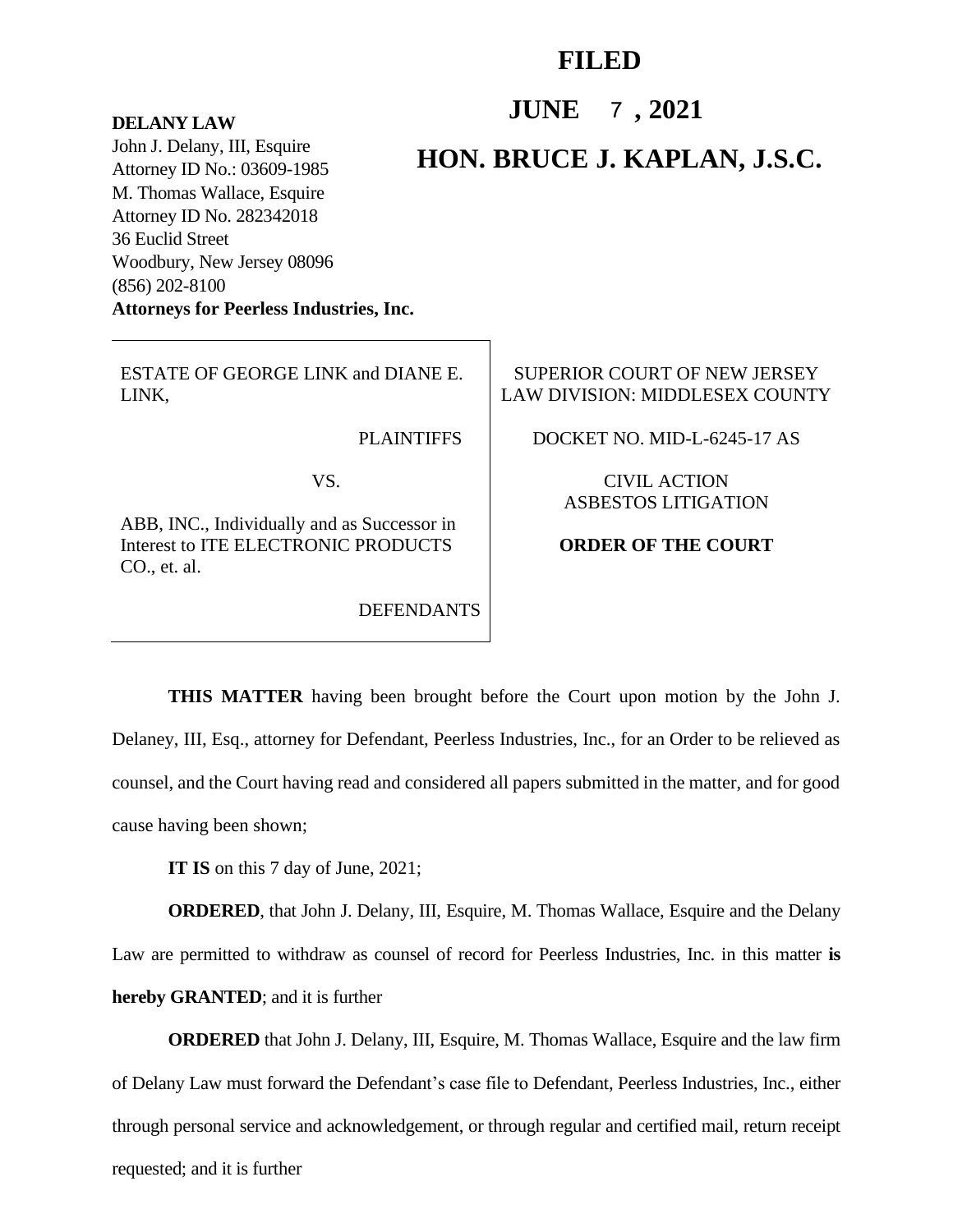**FILED**

**JUNE 7 , 2021**

**HON. BRUCE J. KAPLAN, J.S.C.**

**DELANY LAW**
John J. Delany, III, Esquire
Attorney ID No.: 03609-1985
M. Thomas Wallace, Esquire
Attorney ID No. 282342018
36 Euclid Street
Woodbury, New Jersey 08096
(856) 202-8100
**Attorneys for Peerless Industries, Inc.**

| | |
|---|---|
| ESTATE OF GEORGE LINK and DIANE E. LINK,<br><br>PLAINTIFFS<br><br>VS.<br><br>ABB, INC., Individually and as Successor in Interest to ITE ELECTRONIC PRODUCTS CO., et. al.<br><br>DEFENDANTS | SUPERIOR COURT OF NEW JERSEY<br>LAW DIVISION: MIDDLESEX COUNTY<br><br>DOCKET NO. MID-L-6245-17 AS<br><br>CIVIL ACTION<br>ASBESTOS LITIGATION<br><br>**ORDER OF THE COURT** |

**THIS MATTER** having been brought before the Court upon motion by the John J. Delaney, III, Esq., attorney for Defendant, Peerless Industries, Inc., for an Order to be relieved as counsel, and the Court having read and considered all papers submitted in the matter, and for good cause having been shown;

**IT IS** on this 7 day of June, 2021;

**ORDERED**, that John J. Delany, III, Esquire, M. Thomas Wallace, Esquire and the Delany Law are permitted to withdraw as counsel of record for Peerless Industries, Inc. in this matter **is hereby GRANTED**; and it is further

**ORDERED** that John J. Delany, III, Esquire, M. Thomas Wallace, Esquire and the law firm of Delany Law must forward the Defendant's case file to Defendant, Peerless Industries, Inc., either through personal service and acknowledgement, or through regular and certified mail, return receipt requested; and it is further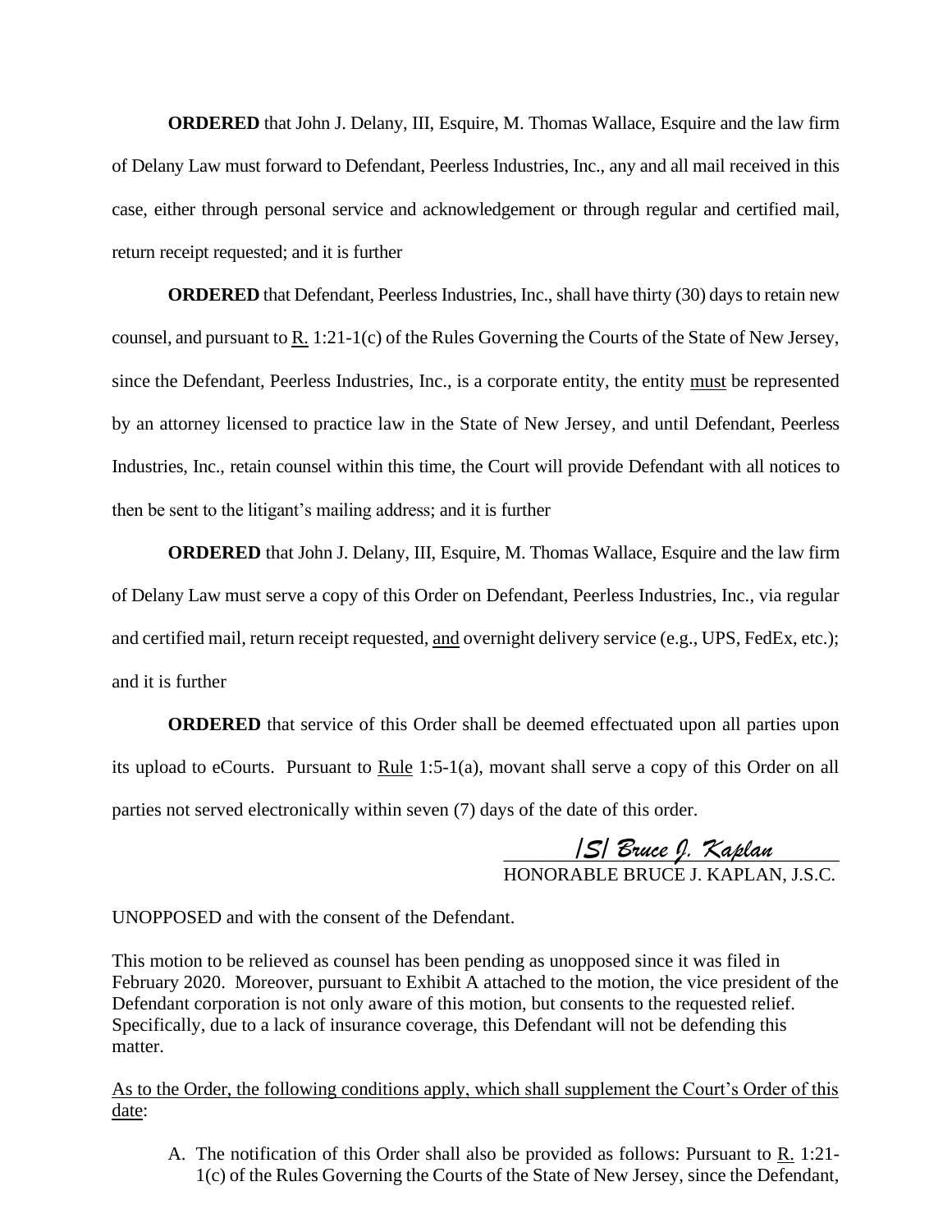**ORDERED** that John J. Delany, III, Esquire, M. Thomas Wallace, Esquire and the law firm of Delany Law must forward to Defendant, Peerless Industries, Inc., any and all mail received in this case, either through personal service and acknowledgement or through regular and certified mail, return receipt requested; and it is further

**ORDERED** that Defendant, Peerless Industries, Inc., shall have thirty (30) days to retain new counsel, and pursuant to R. 1:21-1(c) of the Rules Governing the Courts of the State of New Jersey, since the Defendant, Peerless Industries, Inc., is a corporate entity, the entity must be represented by an attorney licensed to practice law in the State of New Jersey, and until Defendant, Peerless Industries, Inc., retain counsel within this time, the Court will provide Defendant with all notices to then be sent to the litigant's mailing address; and it is further

**ORDERED** that John J. Delany, III, Esquire, M. Thomas Wallace, Esquire and the law firm of Delany Law must serve a copy of this Order on Defendant, Peerless Industries, Inc., via regular and certified mail, return receipt requested, and overnight delivery service (e.g., UPS, FedEx, etc.); and it is further

**ORDERED** that service of this Order shall be deemed effectuated upon all parties upon its upload to eCourts. Pursuant to Rule 1:5-1(a), movant shall serve a copy of this Order on all parties not served electronically within seven (7) days of the date of this order.

*/S/ Bruce J. Kaplan*
HONORABLE BRUCE J. KAPLAN, J.S.C.

UNOPPOSED and with the consent of the Defendant.

This motion to be relieved as counsel has been pending as unopposed since it was filed in February 2020. Moreover, pursuant to Exhibit A attached to the motion, the vice president of the Defendant corporation is not only aware of this motion, but consents to the requested relief. Specifically, due to a lack of insurance coverage, this Defendant will not be defending this matter.

As to the Order, the following conditions apply, which shall supplement the Court's Order of this date:

A. The notification of this Order shall also be provided as follows: Pursuant to R. 1:21-1(c) of the Rules Governing the Courts of the State of New Jersey, since the Defendant,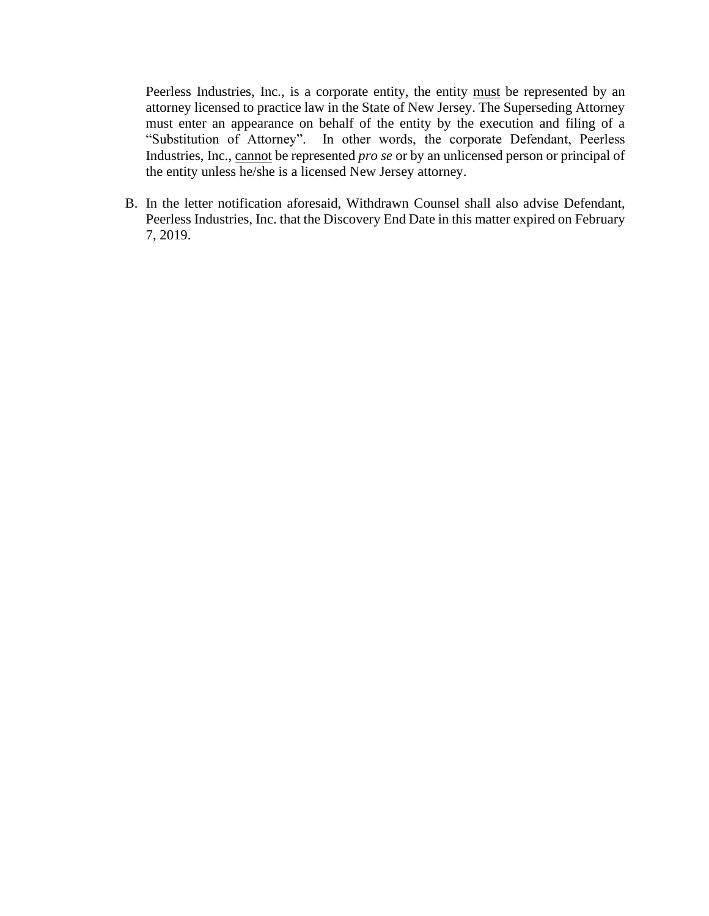Peerless Industries, Inc., is a corporate entity, the entity <u>must</u> be represented by an attorney licensed to practice law in the State of New Jersey. The Superseding Attorney must enter an appearance on behalf of the entity by the execution and filing of a "Substitution of Attorney". In other words, the corporate Defendant, Peerless Industries, Inc., <u>cannot</u> be represented *pro se* or by an unlicensed person or principal of the entity unless he/she is a licensed New Jersey attorney.

B. In the letter notification aforesaid, Withdrawn Counsel shall also advise Defendant, Peerless Industries, Inc. that the Discovery End Date in this matter expired on February 7, 2019.